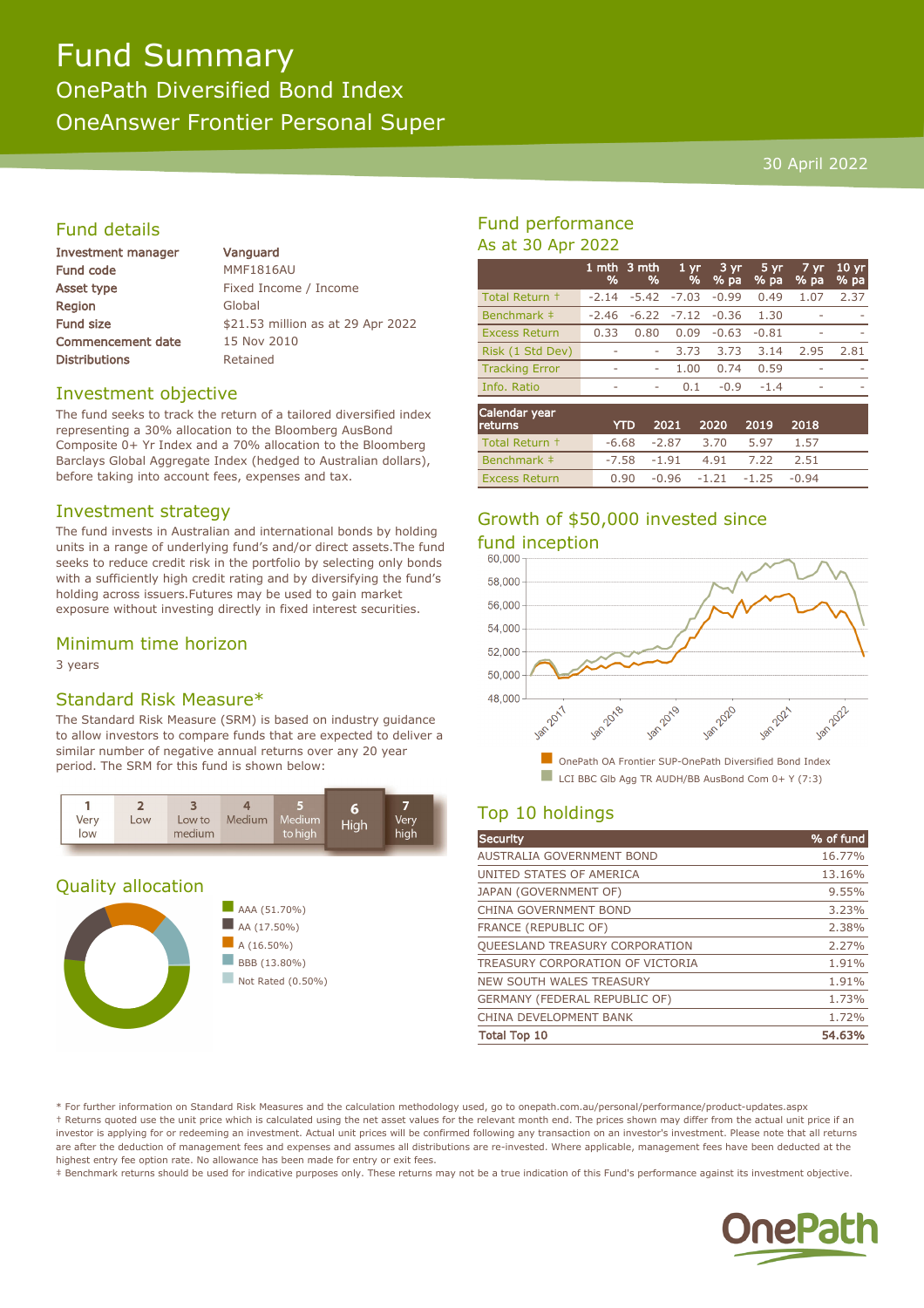# Fund Summary

## OnePath Diversified Bond Index

## OneAnswer Frontier Personal Super

30 April 2022

## Fund details

| | |
|---|---|
| Investment manager | Vanguard |
| Fund code | MMF1816AU |
| Asset type | Fixed Income / Income |
| Region | Global |
| Fund size | $21.53 million as at 29 Apr 2022 |
| Commencement date | 15 Nov 2010 |
| Distributions | Retained |

## Investment objective

The fund seeks to track the return of a tailored diversified index representing a 30% allocation to the Bloomberg AusBond Composite 0+ Yr Index and a 70% allocation to the Bloomberg Barclays Global Aggregate Index (hedged to Australian dollars), before taking into account fees, expenses and tax.

## Investment strategy

The fund invests in Australian and international bonds by holding units in a range of underlying fund's and/or direct assets.The fund seeks to reduce credit risk in the portfolio by selecting only bonds with a sufficiently high credit rating and by diversifying the fund's holding across issuers.Futures may be used to gain market exposure without investing directly in fixed interest securities.

## Minimum time horizon

3 years

## Standard Risk Measure*

The Standard Risk Measure (SRM) is based on industry guidance to allow investors to compare funds that are expected to deliver a similar number of negative annual returns over any 20 year period. The SRM for this fund is shown below:

| 1 | 2 | 3 | 4 | 5 | **6** | 7 |
|---|---|---|---|---|---|---|
| Very low | Low | Low to medium | Medium | Medium to high | **High** | Very high |

## Quality allocation

- AAA (51.70%)
- AA (17.50%)
- A (16.50%)
- BBB (13.80%)
- Not Rated (0.50%)

## Fund performance

As at 30 Apr 2022

| | 1 mth % | 3 mth % | 1 yr % | 3 yr % pa | 5 yr % pa | 7 yr % pa | 10 yr % pa |
|---|---|---|---|---|---|---|---|
| Total Return † | -2.14 | -5.42 | -7.03 | -0.99 | 0.49 | 1.07 | 2.37 |
| Benchmark ‡ | -2.46 | -6.22 | -7.12 | -0.36 | 1.30 | - | - |
| Excess Return | 0.33 | 0.80 | 0.09 | -0.63 | -0.81 | - | - |
| Risk (1 Std Dev) | - | - | 3.73 | 3.73 | 3.14 | 2.95 | 2.81 |
| Tracking Error | - | - | 1.00 | 0.74 | 0.59 | - | - |
| Info. Ratio | - | - | 0.1 | -0.9 | -1.4 | - | - |

| Calendar year returns | YTD | 2021 | 2020 | 2019 | 2018 |
|---|---|---|---|---|---|
| Total Return † | -6.68 | -2.87 | 3.70 | 5.97 | 1.57 |
| Benchmark ‡ | -7.58 | -1.91 | 4.91 | 7.22 | 2.51 |
| Excess Return | 0.90 | -0.96 | -1.21 | -1.25 | -0.94 |

## Growth of $50,000 invested since fund inception

- OnePath OA Frontier SUP-OnePath Diversified Bond Index
- LCI BBC Glb Agg TR AUDH/BB AusBond Com 0+ Y (7:3)

## Top 10 holdings

| Security | % of fund |
|---|---|
| AUSTRALIA GOVERNMENT BOND | 16.77% |
| UNITED STATES OF AMERICA | 13.16% |
| JAPAN (GOVERNMENT OF) | 9.55% |
| CHINA GOVERNMENT BOND | 3.23% |
| FRANCE (REPUBLIC OF) | 2.38% |
| QUEENSLAND TREASURY CORPORATION | 2.27% |
| TREASURY CORPORATION OF VICTORIA | 1.91% |
| NEW SOUTH WALES TREASURY | 1.91% |
| GERMANY (FEDERAL REPUBLIC OF) | 1.73% |
| CHINA DEVELOPMENT BANK | 1.72% |
| **Total Top 10** | **54.63%** |

* For further information on Standard Risk Measures and the calculation methodology used, go to onepath.com.au/personal/performance/product-updates.aspx

† Returns quoted use the unit price which is calculated using the net asset values for the relevant month end. The prices shown may differ from the actual unit price if an investor is applying for or redeeming an investment. Actual unit prices will be confirmed following any transaction on an investor's investment. Please note that all returns are after the deduction of management fees and expenses and assumes all distributions are re-invested. Where applicable, management fees have been deducted at the highest entry fee option rate. No allowance has been made for entry or exit fees.

‡ Benchmark returns should be used for indicative purposes only. These returns may not be a true indication of this Fund's performance against its investment objective.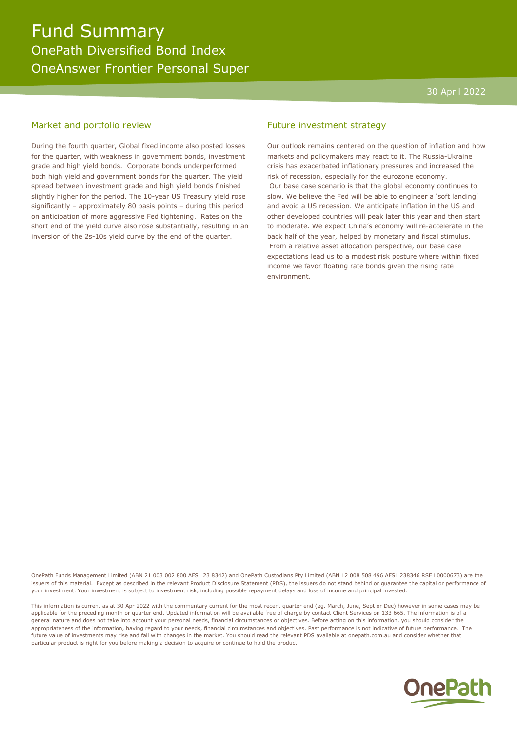# Fund Summary

## OnePath Diversified Bond Index

## OneAnswer Frontier Personal Super

30 April 2022

### Market and portfolio review

During the fourth quarter, Global fixed income also posted losses for the quarter, with weakness in government bonds, investment grade and high yield bonds. Corporate bonds underperformed both high yield and government bonds for the quarter. The yield spread between investment grade and high yield bonds finished slightly higher for the period. The 10-year US Treasury yield rose significantly – approximately 80 basis points – during this period on anticipation of more aggressive Fed tightening. Rates on the short end of the yield curve also rose substantially, resulting in an inversion of the 2s-10s yield curve by the end of the quarter.

### Future investment strategy

Our outlook remains centered on the question of inflation and how markets and policymakers may react to it. The Russia-Ukraine crisis has exacerbated inflationary pressures and increased the risk of recession, especially for the eurozone economy.

Our base case scenario is that the global economy continues to slow. We believe the Fed will be able to engineer a 'soft landing' and avoid a US recession. We anticipate inflation in the US and other developed countries will peak later this year and then start to moderate. We expect China's economy will re-accelerate in the back half of the year, helped by monetary and fiscal stimulus.

From a relative asset allocation perspective, our base case expectations lead us to a modest risk posture where within fixed income we favor floating rate bonds given the rising rate environment.

OnePath Funds Management Limited (ABN 21 003 002 800 AFSL 23 8342) and OnePath Custodians Pty Limited (ABN 12 008 508 496 AFSL 238346 RSE L0000673) are the issuers of this material. Except as described in the relevant Product Disclosure Statement (PDS), the issuers do not stand behind or guarantee the capital or performance of your investment. Your investment is subject to investment risk, including possible repayment delays and loss of income and principal invested.

This information is current as at 30 Apr 2022 with the commentary current for the most recent quarter end (eg. March, June, Sept or Dec) however in some cases may be applicable for the preceding month or quarter end. Updated information will be available free of charge by contact Client Services on 133 665. The information is of a general nature and does not take into account your personal needs, financial circumstances or objectives. Before acting on this information, you should consider the appropriateness of the information, having regard to your needs, financial circumstances and objectives. Past performance is not indicative of future performance. The future value of investments may rise and fall with changes in the market. You should read the relevant PDS available at onepath.com.au and consider whether that particular product is right for you before making a decision to acquire or continue to hold the product.

OnePath